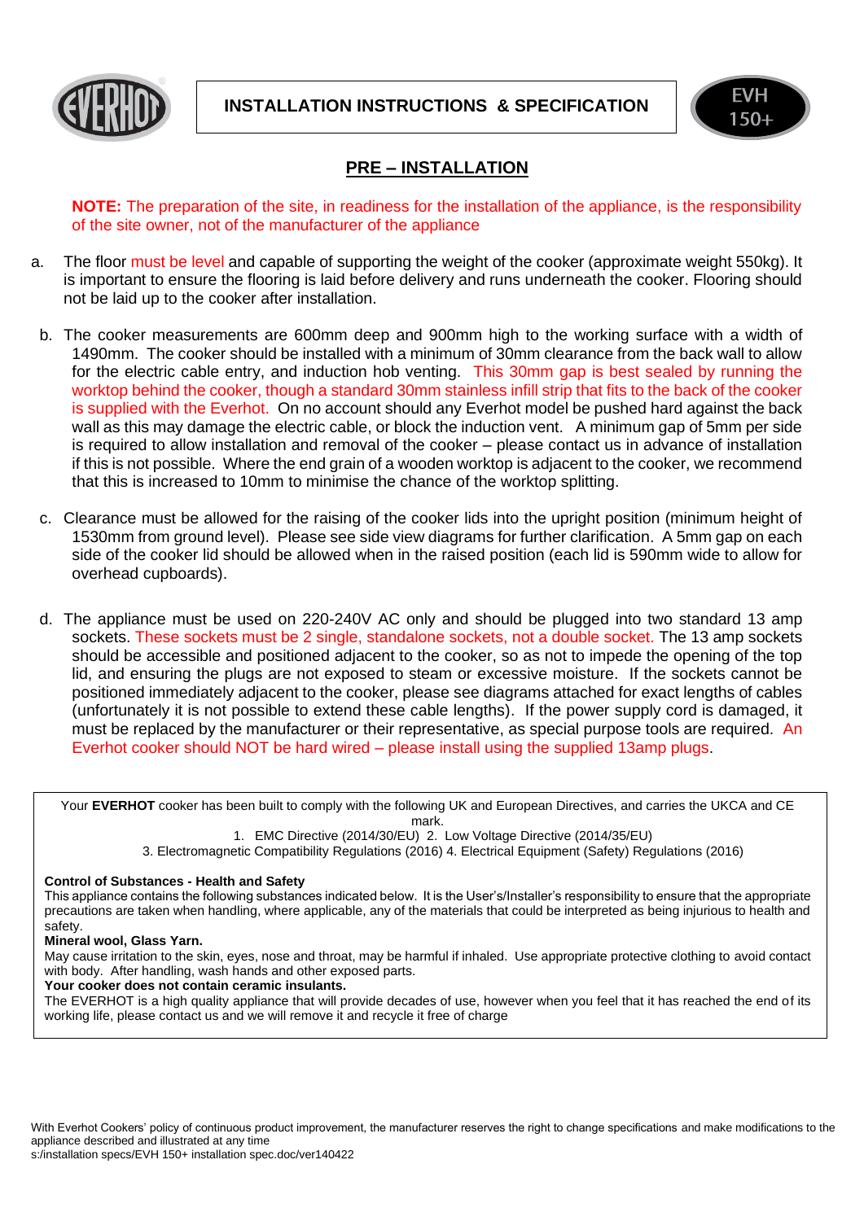# INSTALLATION INSTRUCTIONS & SPECIFICATION

EVH 150+

## PRE – INSTALLATION

**NOTE:** The preparation of the site, in readiness for the installation of the appliance, is the responsibility of the site owner, not of the manufacturer of the appliance

a. The floor must be level and capable of supporting the weight of the cooker (approximate weight 550kg). It is important to ensure the flooring is laid before delivery and runs underneath the cooker. Flooring should not be laid up to the cooker after installation.

b. The cooker measurements are 600mm deep and 900mm high to the working surface with a width of 1490mm. The cooker should be installed with a minimum of 30mm clearance from the back wall to allow for the electric cable entry, and induction hob venting. This 30mm gap is best sealed by running the worktop behind the cooker, though a standard 30mm stainless infill strip that fits to the back of the cooker is supplied with the Everhot. On no account should any Everhot model be pushed hard against the back wall as this may damage the electric cable, or block the induction vent. A minimum gap of 5mm per side is required to allow installation and removal of the cooker – please contact us in advance of installation if this is not possible. Where the end grain of a wooden worktop is adjacent to the cooker, we recommend that this is increased to 10mm to minimise the chance of the worktop splitting.

c. Clearance must be allowed for the raising of the cooker lids into the upright position (minimum height of 1530mm from ground level). Please see side view diagrams for further clarification. A 5mm gap on each side of the cooker lid should be allowed when in the raised position (each lid is 590mm wide to allow for overhead cupboards).

d. The appliance must be used on 220-240V AC only and should be plugged into two standard 13 amp sockets. These sockets must be 2 single, standalone sockets, not a double socket. The 13 amp sockets should be accessible and positioned adjacent to the cooker, so as not to impede the opening of the top lid, and ensuring the plugs are not exposed to steam or excessive moisture. If the sockets cannot be positioned immediately adjacent to the cooker, please see diagrams attached for exact lengths of cables (unfortunately it is not possible to extend these cable lengths). If the power supply cord is damaged, it must be replaced by the manufacturer or their representative, as special purpose tools are required. An Everhot cooker should NOT be hard wired – please install using the supplied 13amp plugs.

Your **EVERHOT** cooker has been built to comply with the following UK and European Directives, and carries the UKCA and CE mark.

1. EMC Directive (2014/30/EU) 2. Low Voltage Directive (2014/35/EU)
3. Electromagnetic Compatibility Regulations (2016) 4. Electrical Equipment (Safety) Regulations (2016)

**Control of Substances - Health and Safety**

This appliance contains the following substances indicated below. It is the User's/Installer's responsibility to ensure that the appropriate precautions are taken when handling, where applicable, any of the materials that could be interpreted as being injurious to health and safety.

**Mineral wool, Glass Yarn.**

May cause irritation to the skin, eyes, nose and throat, may be harmful if inhaled. Use appropriate protective clothing to avoid contact with body. After handling, wash hands and other exposed parts.

**Your cooker does not contain ceramic insulants.**

The EVERHOT is a high quality appliance that will provide decades of use, however when you feel that it has reached the end of its working life, please contact us and we will remove it and recycle it free of charge

With Everhot Cookers' policy of continuous product improvement, the manufacturer reserves the right to change specifications and make modifications to the appliance described and illustrated at any time
s:/installation specs/EVH 150+ installation spec.doc/ver140422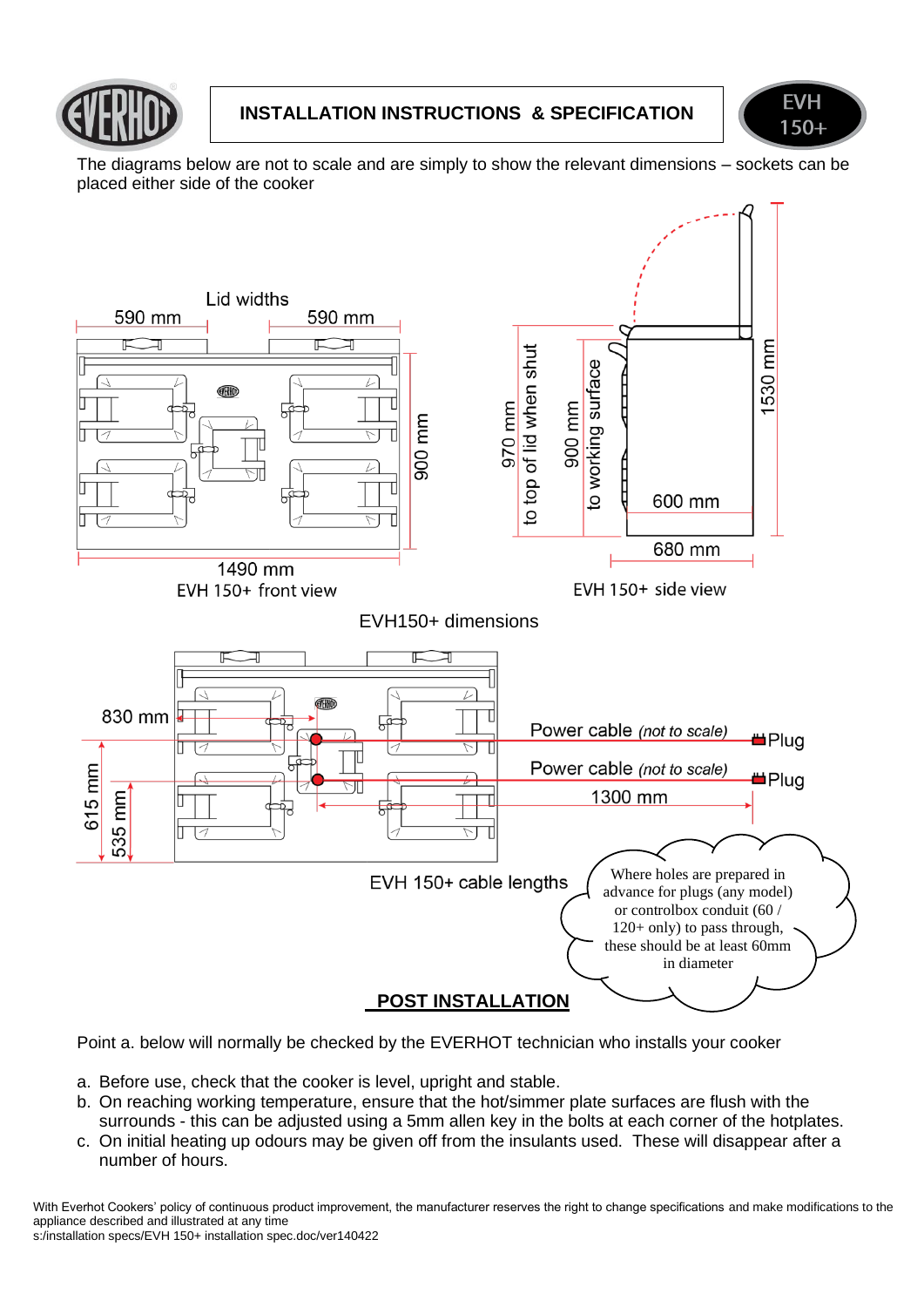# INSTALLATION INSTRUCTIONS & SPECIFICATION

EVH 150+

The diagrams below are not to scale and are simply to show the relevant dimensions – sockets can be placed either side of the cooker

Lid widths
590 mm
590 mm
900 mm
1490 mm
EVH 150+ front view

970 mm to top of lid when shut
900 mm to working surface
600 mm
680 mm
1530 mm
EVH 150+ side view

EVH150+ dimensions

830 mm
615 mm
535 mm
Power cable *(not to scale)* Plug
Power cable *(not to scale)* Plug
1300 mm

EVH 150+ cable lengths

Where holes are prepared in advance for plugs (any model) or controlbox conduit (60 / 120+ only) to pass through, these should be at least 60mm in diameter

## POST INSTALLATION

Point a. below will normally be checked by the EVERHOT technician who installs your cooker

a. Before use, check that the cooker is level, upright and stable.
b. On reaching working temperature, ensure that the hot/simmer plate surfaces are flush with the surrounds - this can be adjusted using a 5mm allen key in the bolts at each corner of the hotplates.
c. On initial heating up odours may be given off from the insulants used. These will disappear after a number of hours.

With Everhot Cookers' policy of continuous product improvement, the manufacturer reserves the right to change specifications and make modifications to the appliance described and illustrated at any time
s:/installation specs/EVH 150+ installation spec.doc/ver140422